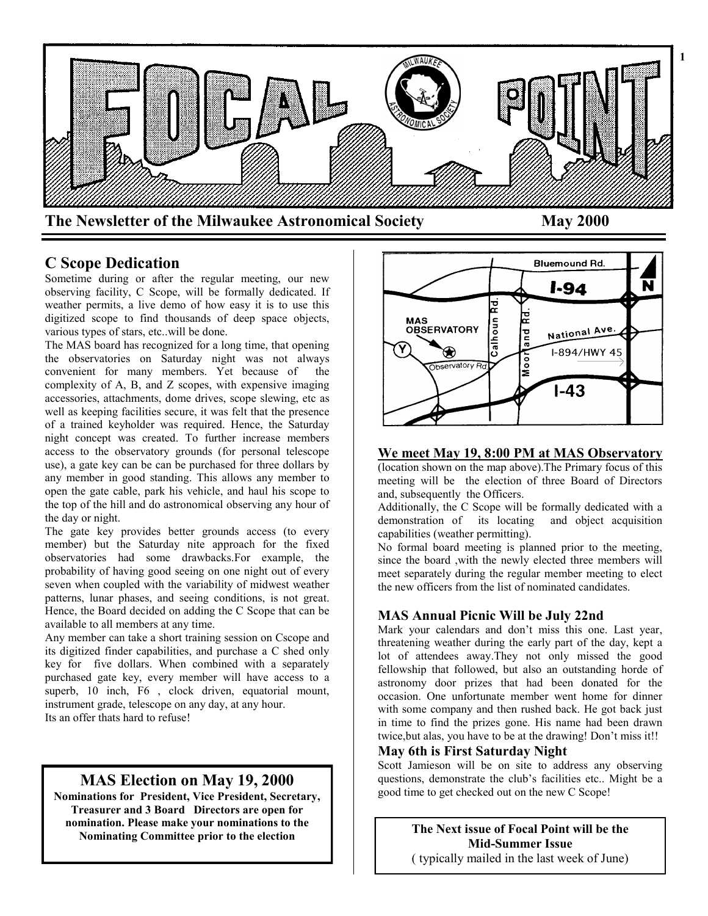# FOCAL POINT

**The Newsletter of the Milwaukee Astronomical Society** **May 2000**

## C Scope Dedication

Sometime during or after the regular meeting, our new observing facility, C Scope, will be formally dedicated. If weather permits, a live demo of how easy it is to use this digitized scope to find thousands of deep space objects, various types of stars, etc..will be done.

The MAS board has recognized for a long time, that opening the observatories on Saturday night was not always convenient for many members. Yet because of the complexity of A, B, and Z scopes, with expensive imaging accessories, attachments, dome drives, scope slewing, etc as well as keeping facilities secure, it was felt that the presence of a trained keyholder was required. Hence, the Saturday night concept was created. To further increase members access to the observatory grounds (for personal telescope use), a gate key can be can be purchased for three dollars by any member in good standing. This allows any member to open the gate cable, park his vehicle, and haul his scope to the top of the hill and do astronomical observing any hour of the day or night.

The gate key provides better grounds access (to every member) but the Saturday nite approach for the fixed observatories had some drawbacks.For example, the probability of having good seeing on one night out of every seven when coupled with the variability of midwest weather patterns, lunar phases, and seeing conditions, is not great. Hence, the Board decided on adding the C Scope that can be available to all members at any time.

Any member can take a short training session on Cscope and its digitized finder capabilities, and purchase a C shed only key for five dollars. When combined with a separately purchased gate key, every member will have access to a superb, 10 inch, F6 , clock driven, equatorial mount, instrument grade, telescope on any day, at any hour.

Its an offer thats hard to refuse!

## MAS Election on May 19, 2000

**Nominations for President, Vice President, Secretary, Treasurer and 3 Board Directors are open for nomination. Please make your nominations to the Nominating Committee prior to the election**

Bluemound Rd. · I-94 · N · MAS OBSERVATORY · Calhoun Rd. · Moorland Rd. · National Ave. · I-894/HWY 45 · Y · Observatory Rd. · I-43

## We meet May 19, 8:00 PM at MAS Observatory

(location shown on the map above).The Primary focus of this meeting will be the election of three Board of Directors and, subsequently the Officers.

Additionally, the C Scope will be formally dedicated with a demonstration of its locating and object acquisition capabilities (weather permitting).

No formal board meeting is planned prior to the meeting, since the board ,with the newly elected three members will meet separately during the regular member meeting to elect the new officers from the list of nominated candidates.

### MAS Annual Picnic Will be July 22nd

Mark your calendars and don't miss this one. Last year, threatening weather during the early part of the day, kept a lot of attendees away.They not only missed the good fellowship that followed, but also an outstanding horde of astronomy door prizes that had been donated for the occasion. One unfortunate member went home for dinner with some company and then rushed back. He got back just in time to find the prizes gone. His name had been drawn twice,but alas, you have to be at the drawing! Don't miss it!!

### May 6th is First Saturday Night

Scott Jamieson will be on site to address any observing questions, demonstrate the club's facilities etc.. Might be a good time to get checked out on the new C Scope!

**The Next issue of Focal Point will be the Mid-Summer Issue**
( typically mailed in the last week of June)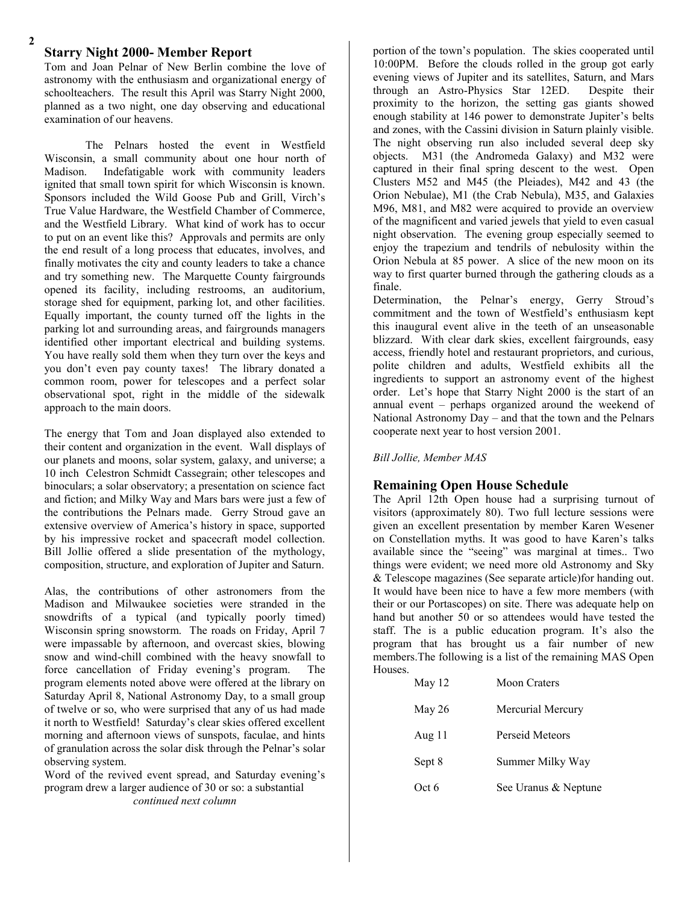## Starry Night 2000- Member Report

Tom and Joan Pelnar of New Berlin combine the love of astronomy with the enthusiasm and organizational energy of schoolteachers. The result this April was Starry Night 2000, planned as a two night, one day observing and educational examination of our heavens.

The Pelnars hosted the event in Westfield Wisconsin, a small community about one hour north of Madison. Indefatigable work with community leaders ignited that small town spirit for which Wisconsin is known. Sponsors included the Wild Goose Pub and Grill, Virch's True Value Hardware, the Westfield Chamber of Commerce, and the Westfield Library. What kind of work has to occur to put on an event like this? Approvals and permits are only the end result of a long process that educates, involves, and finally motivates the city and county leaders to take a chance and try something new. The Marquette County fairgrounds opened its facility, including restrooms, an auditorium, storage shed for equipment, parking lot, and other facilities. Equally important, the county turned off the lights in the parking lot and surrounding areas, and fairgrounds managers identified other important electrical and building systems. You have really sold them when they turn over the keys and you don't even pay county taxes! The library donated a common room, power for telescopes and a perfect solar observational spot, right in the middle of the sidewalk approach to the main doors.

The energy that Tom and Joan displayed also extended to their content and organization in the event. Wall displays of our planets and moons, solar system, galaxy, and universe; a 10 inch Celestron Schmidt Cassegrain; other telescopes and binoculars; a solar observatory; a presentation on science fact and fiction; and Milky Way and Mars bars were just a few of the contributions the Pelnars made. Gerry Stroud gave an extensive overview of America's history in space, supported by his impressive rocket and spacecraft model collection. Bill Jollie offered a slide presentation of the mythology, composition, structure, and exploration of Jupiter and Saturn.

Alas, the contributions of other astronomers from the Madison and Milwaukee societies were stranded in the snowdrifts of a typical (and typically poorly timed) Wisconsin spring snowstorm. The roads on Friday, April 7 were impassable by afternoon, and overcast skies, blowing snow and wind-chill combined with the heavy snowfall to force cancellation of Friday evening's program. The program elements noted above were offered at the library on Saturday April 8, National Astronomy Day, to a small group of twelve or so, who were surprised that any of us had made it north to Westfield! Saturday's clear skies offered excellent morning and afternoon views of sunspots, faculae, and hints of granulation across the solar disk through the Pelnar's solar observing system.

Word of the revived event spread, and Saturday evening's program drew a larger audience of 30 or so: a substantial portion of the town's population. The skies cooperated until 10:00PM. Before the clouds rolled in the group got early evening views of Jupiter and its satellites, Saturn, and Mars through an Astro-Physics Star 12ED. Despite their proximity to the horizon, the setting gas giants showed enough stability at 146 power to demonstrate Jupiter's belts and zones, with the Cassini division in Saturn plainly visible. The night observing run also included several deep sky objects. M31 (the Andromeda Galaxy) and M32 were captured in their final spring descent to the west. Open Clusters M52 and M45 (the Pleiades), M42 and 43 (the Orion Nebulae), M1 (the Crab Nebula), M35, and Galaxies M96, M81, and M82 were acquired to provide an overview of the magnificent and varied jewels that yield to even casual night observation. The evening group especially seemed to enjoy the trapezium and tendrils of nebulosity within the Orion Nebula at 85 power. A slice of the new moon on its way to first quarter burned through the gathering clouds as a finale.

Determination, the Pelnar's energy, Gerry Stroud's commitment and the town of Westfield's enthusiasm kept this inaugural event alive in the teeth of an unseasonable blizzard. With clear dark skies, excellent fairgrounds, easy access, friendly hotel and restaurant proprietors, and curious, polite children and adults, Westfield exhibits all the ingredients to support an astronomy event of the highest order. Let's hope that Starry Night 2000 is the start of an annual event – perhaps organized around the weekend of National Astronomy Day – and that the town and the Pelnars cooperate next year to host version 2001.

*Bill Jollie, Member MAS*

## Remaining Open House Schedule

The April 12th Open house had a surprising turnout of visitors (approximately 80). Two full lecture sessions were given an excellent presentation by member Karen Wesener on Constellation myths. It was good to have Karen's talks available since the "seeing" was marginal at times.. Two things were evident; we need more old Astronomy and Sky & Telescope magazines (See separate article)for handing out. It would have been nice to have a few more members (with their or our Portascopes) on site. There was adequate help on hand but another 50 or so attendees would have tested the staff. The is a public education program. It's also the program that has brought us a fair number of new members.The following is a list of the remaining MAS Open Houses.

| | |
|---|---|
| May 12 | Moon Craters |
| May 26 | Mercurial Mercury |
| Aug 11 | Perseid Meteors |
| Sept 8 | Summer Milky Way |
| Oct 6 | See Uranus & Neptune |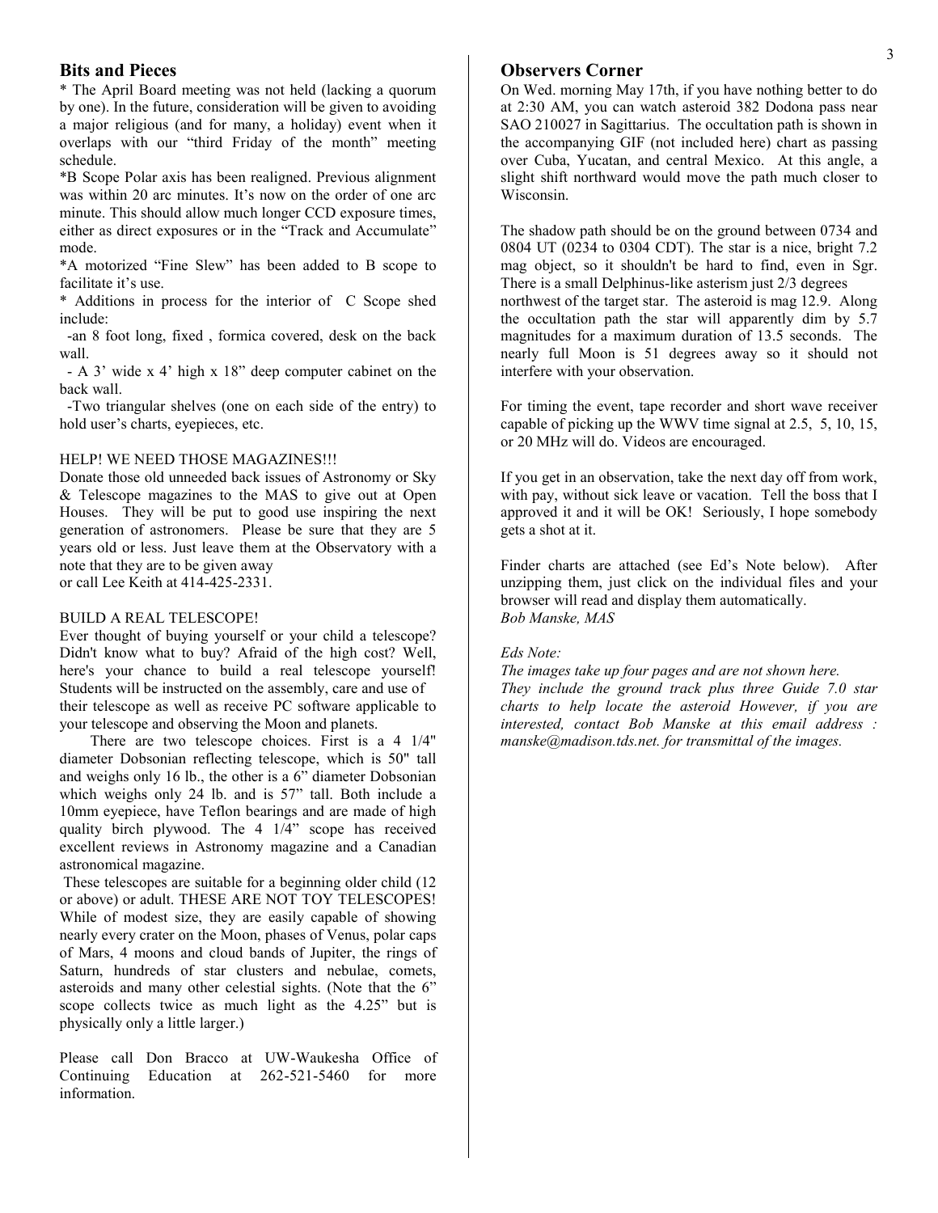## Bits and Pieces

* The April Board meeting was not held (lacking a quorum by one). In the future, consideration will be given to avoiding a major religious (and for many, a holiday) event when it overlaps with our "third Friday of the month" meeting schedule.

*B Scope Polar axis has been realigned. Previous alignment was within 20 arc minutes. It's now on the order of one arc minute. This should allow much longer CCD exposure times, either as direct exposures or in the "Track and Accumulate" mode.

*A motorized "Fine Slew" has been added to B scope to facilitate it's use.

* Additions in process for the interior of C Scope shed include:
  - -an 8 foot long, fixed , formica covered, desk on the back wall.
  - - A 3' wide x 4' high x 18" deep computer cabinet on the back wall.
  - -Two triangular shelves (one on each side of the entry) to hold user's charts, eyepieces, etc.

HELP! WE NEED THOSE MAGAZINES!!!

Donate those old unneeded back issues of Astronomy or Sky & Telescope magazines to the MAS to give out at Open Houses. They will be put to good use inspiring the next generation of astronomers. Please be sure that they are 5 years old or less. Just leave them at the Observatory with a note that they are to be given away
or call Lee Keith at 414-425-2331.

BUILD A REAL TELESCOPE!

Ever thought of buying yourself or your child a telescope? Didn't know what to buy? Afraid of the high cost? Well, here's your chance to build a real telescope yourself! Students will be instructed on the assembly, care and use of their telescope as well as receive PC software applicable to your telescope and observing the Moon and planets.

There are two telescope choices. First is a 4 1/4" diameter Dobsonian reflecting telescope, which is 50" tall and weighs only 16 lb., the other is a 6" diameter Dobsonian which weighs only 24 lb. and is 57" tall. Both include a 10mm eyepiece, have Teflon bearings and are made of high quality birch plywood. The 4 1/4" scope has received excellent reviews in Astronomy magazine and a Canadian astronomical magazine.

These telescopes are suitable for a beginning older child (12 or above) or adult. THESE ARE NOT TOY TELESCOPES! While of modest size, they are easily capable of showing nearly every crater on the Moon, phases of Venus, polar caps of Mars, 4 moons and cloud bands of Jupiter, the rings of Saturn, hundreds of star clusters and nebulae, comets, asteroids and many other celestial sights. (Note that the 6" scope collects twice as much light as the 4.25" but is physically only a little larger.)

Please call Don Bracco at UW-Waukesha Office of Continuing Education at 262-521-5460 for more information.

## Observers Corner

On Wed. morning May 17th, if you have nothing better to do at 2:30 AM, you can watch asteroid 382 Dodona pass near SAO 210027 in Sagittarius. The occultation path is shown in the accompanying GIF (not included here) chart as passing over Cuba, Yucatan, and central Mexico. At this angle, a slight shift northward would move the path much closer to Wisconsin.

The shadow path should be on the ground between 0734 and 0804 UT (0234 to 0304 CDT). The star is a nice, bright 7.2 mag object, so it shouldn't be hard to find, even in Sgr. There is a small Delphinus-like asterism just 2/3 degrees northwest of the target star. The asteroid is mag 12.9. Along the occultation path the star will apparently dim by 5.7 magnitudes for a maximum duration of 13.5 seconds. The nearly full Moon is 51 degrees away so it should not interfere with your observation.

For timing the event, tape recorder and short wave receiver capable of picking up the WWV time signal at 2.5, 5, 10, 15, or 20 MHz will do. Videos are encouraged.

If you get in an observation, take the next day off from work, with pay, without sick leave or vacation. Tell the boss that I approved it and it will be OK! Seriously, I hope somebody gets a shot at it.

Finder charts are attached (see Ed's Note below). After unzipping them, just click on the individual files and your browser will read and display them automatically.
*Bob Manske, MAS*

*Eds Note:*
*The images take up four pages and are not shown here. They include the ground track plus three Guide 7.0 star charts to help locate the asteroid However, if you are interested, contact Bob Manske at this email address : manske@madison.tds.net. for transmittal of the images.*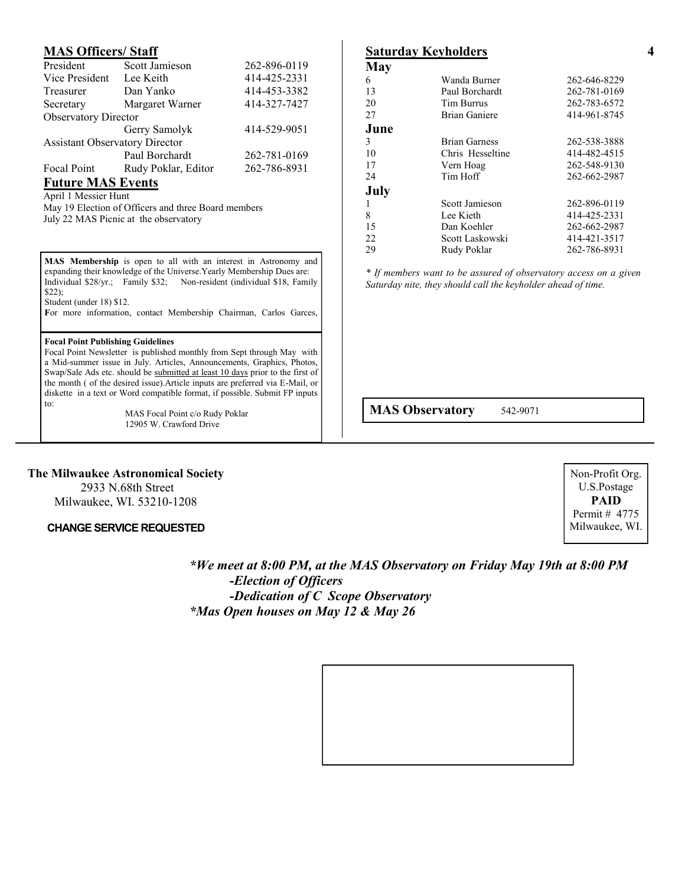## MAS Officers/ Staff

| | | |
|---|---|---|
| President | Scott Jamieson | 262-896-0119 |
| Vice President | Lee Keith | 414-425-2331 |
| Treasurer | Dan Yanko | 414-453-3382 |
| Secretary | Margaret Warner | 414-327-7427 |
| Observatory Director | | |
| | Gerry Samolyk | 414-529-9051 |
| Assistant Observatory Director | | |
| | Paul Borchardt | 262-781-0169 |
| Focal Point | Rudy Poklar, Editor | 262-786-8931 |

## Future MAS Events

April 1 Messier Hunt
May 19 Election of Officers and three Board members
July 22 MAS Picnic at the observatory

**MAS Membership** is open to all with an interest in Astronomy and expanding their knowledge of the Universe.Yearly Membership Dues are: Individual $28/yr.; Family $32; Non-resident (individual $18, Family $22);
Student (under 18) $12.
**F**or more information, contact Membership Chairman, Carlos Garces,

**Focal Point Publishing Guidelines**
Focal Point Newsletter is published monthly from Sept through May with a Mid-summer issue in July. Articles, Announcements, Graphics, Photos, Swap/Sale Ads etc. should be submitted at least 10 days prior to the first of the month ( of the desired issue).Article inputs are preferred via E-Mail, or diskette in a text or Word compatible format, if possible. Submit FP inputs to:

MAS Focal Point c/o Rudy Poklar
12905 W. Crawford Drive

## Saturday Keyholders

**May**

| | | |
|---|---|---|
| 6 | Wanda Burner | 262-646-8229 |
| 13 | Paul Borchardt | 262-781-0169 |
| 20 | Tim Burrus | 262-783-6572 |
| 27 | Brian Ganiere | 414-961-8745 |

**June**

| | | |
|---|---|---|
| 3 | Brian Garness | 262-538-3888 |
| 10 | Chris Hesseltine | 414-482-4515 |
| 17 | Vern Hoag | 262-548-9130 |
| 24 | Tim Hoff | 262-662-2987 |

**July**

| | | |
|---|---|---|
| 1 | Scott Jamieson | 262-896-0119 |
| 8 | Lee Kieth | 414-425-2331 |
| 15 | Dan Koehler | 262-662-2987 |
| 22 | Scott Laskowski | 414-421-3517 |
| 29 | Rudy Poklar | 262-786-8931 |

*\* If members want to be assured of observatory access on a given Saturday nite, they should call the keyholder ahead of time.*

**MAS Observatory** 542-9071

**The Milwaukee Astronomical Society**
2933 N.68th Street
Milwaukee, WI. 53210-1208

**CHANGE SERVICE REQUESTED**

Non-Profit Org.
U.S.Postage
**PAID**
Permit # 4775
Milwaukee, WI.

***We meet at 8:00 PM, at the MAS Observatory on Friday May 19th at 8:00 PM***
***-Election of Officers***
***-Dedication of C Scope Observatory***
***\*Mas Open houses on May 12 & May 26***